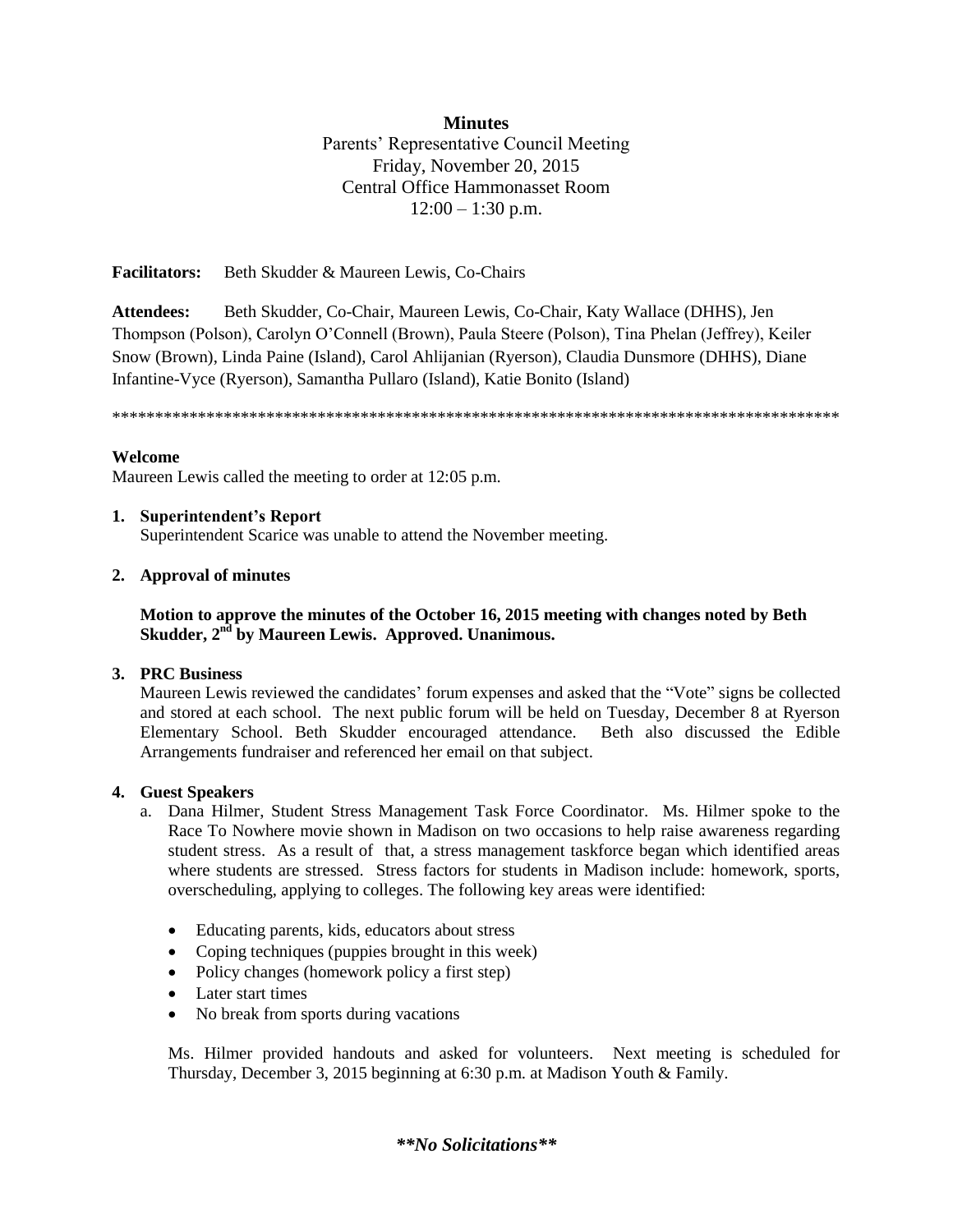# Minutes

Parents' Representative Council Meeting
Friday, November 20, 2015
Central Office Hammonasset Room
12:00 – 1:30 p.m.

**Facilitators:** Beth Skudder & Maureen Lewis, Co-Chairs

**Attendees:** Beth Skudder, Co-Chair, Maureen Lewis, Co-Chair, Katy Wallace (DHHS), Jen Thompson (Polson), Carolyn O'Connell (Brown), Paula Steere (Polson), Tina Phelan (Jeffrey), Keiler Snow (Brown), Linda Paine (Island), Carol Ahlijanian (Ryerson), Claudia Dunsmore (DHHS), Diane Infantine-Vyce (Ryerson), Samantha Pullaro (Island), Katie Bonito (Island)

*************************************************************************************

### Welcome

Maureen Lewis called the meeting to order at 12:05 p.m.

1. **Superintendent's Report**
   Superintendent Scarice was unable to attend the November meeting.

2. **Approval of minutes**

   **Motion to approve the minutes of the October 16, 2015 meeting with changes noted by Beth Skudder, 2nd by Maureen Lewis. Approved. Unanimous.**

3. **PRC Business**
   Maureen Lewis reviewed the candidates' forum expenses and asked that the "Vote" signs be collected and stored at each school. The next public forum will be held on Tuesday, December 8 at Ryerson Elementary School. Beth Skudder encouraged attendance. Beth also discussed the Edible Arrangements fundraiser and referenced her email on that subject.

4. **Guest Speakers**
   a. Dana Hilmer, Student Stress Management Task Force Coordinator. Ms. Hilmer spoke to the Race To Nowhere movie shown in Madison on two occasions to help raise awareness regarding student stress. As a result of that, a stress management taskforce began which identified areas where students are stressed. Stress factors for students in Madison include: homework, sports, overscheduling, applying to colleges. The following key areas were identified:

      - Educating parents, kids, educators about stress
      - Coping techniques (puppies brought in this week)
      - Policy changes (homework policy a first step)
      - Later start times
      - No break from sports during vacations

      Ms. Hilmer provided handouts and asked for volunteers. Next meeting is scheduled for Thursday, December 3, 2015 beginning at 6:30 p.m. at Madison Youth & Family.

***\*\*No Solicitations\*\****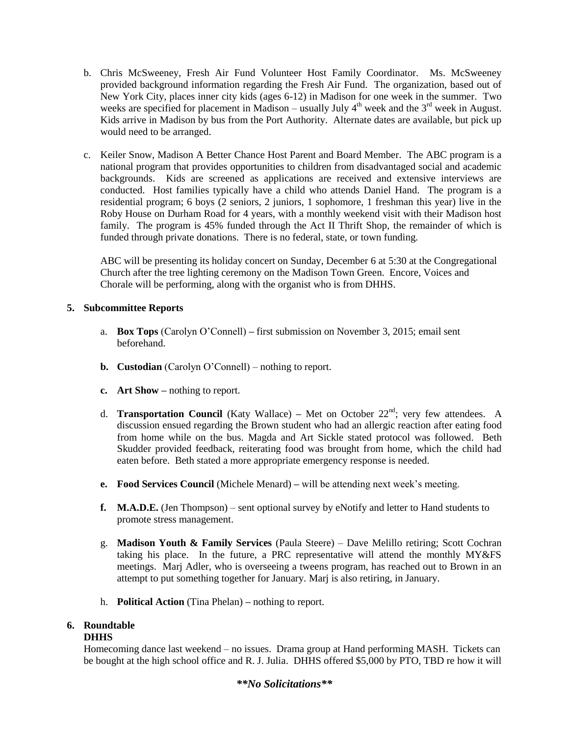b. Chris McSweeney, Fresh Air Fund Volunteer Host Family Coordinator. Ms. McSweeney provided background information regarding the Fresh Air Fund. The organization, based out of New York City, places inner city kids (ages 6-12) in Madison for one week in the summer. Two weeks are specified for placement in Madison – usually July 4th week and the 3rd week in August. Kids arrive in Madison by bus from the Port Authority. Alternate dates are available, but pick up would need to be arranged.

c. Keiler Snow, Madison A Better Chance Host Parent and Board Member. The ABC program is a national program that provides opportunities to children from disadvantaged social and academic backgrounds. Kids are screened as applications are received and extensive interviews are conducted. Host families typically have a child who attends Daniel Hand. The program is a residential program; 6 boys (2 seniors, 2 juniors, 1 sophomore, 1 freshman this year) live in the Roby House on Durham Road for 4 years, with a monthly weekend visit with their Madison host family. The program is 45% funded through the Act II Thrift Shop, the remainder of which is funded through private donations. There is no federal, state, or town funding.

   ABC will be presenting its holiday concert on Sunday, December 6 at 5:30 at the Congregational Church after the tree lighting ceremony on the Madison Town Green. Encore, Voices and Chorale will be performing, along with the organist who is from DHHS.

**5. Subcommittee Reports**

a. **Box Tops** (Carolyn O'Connell) **–** first submission on November 3, 2015; email sent beforehand.

**b. Custodian** (Carolyn O'Connell) – nothing to report.

**c. Art Show –** nothing to report.

d. **Transportation Council** (Katy Wallace) **–** Met on October 22nd; very few attendees. A discussion ensued regarding the Brown student who had an allergic reaction after eating food from home while on the bus. Magda and Art Sickle stated protocol was followed. Beth Skudder provided feedback, reiterating food was brought from home, which the child had eaten before. Beth stated a more appropriate emergency response is needed.

**e. Food Services Council** (Michele Menard) **–** will be attending next week's meeting.

**f. M.A.D.E.** (Jen Thompson) – sent optional survey by eNotify and letter to Hand students to promote stress management.

g. **Madison Youth & Family Services** (Paula Steere) – Dave Melillo retiring; Scott Cochran taking his place. In the future, a PRC representative will attend the monthly MY&FS meetings. Marj Adler, who is overseeing a tweens program, has reached out to Brown in an attempt to put something together for January. Marj is also retiring, in January.

h. **Political Action** (Tina Phelan) **–** nothing to report.

**6. Roundtable**

**DHHS**

Homecoming dance last weekend – no issues. Drama group at Hand performing MASH. Tickets can be bought at the high school office and R. J. Julia. DHHS offered $5,000 by PTO, TBD re how it will

***\*\*No Solicitations\*\****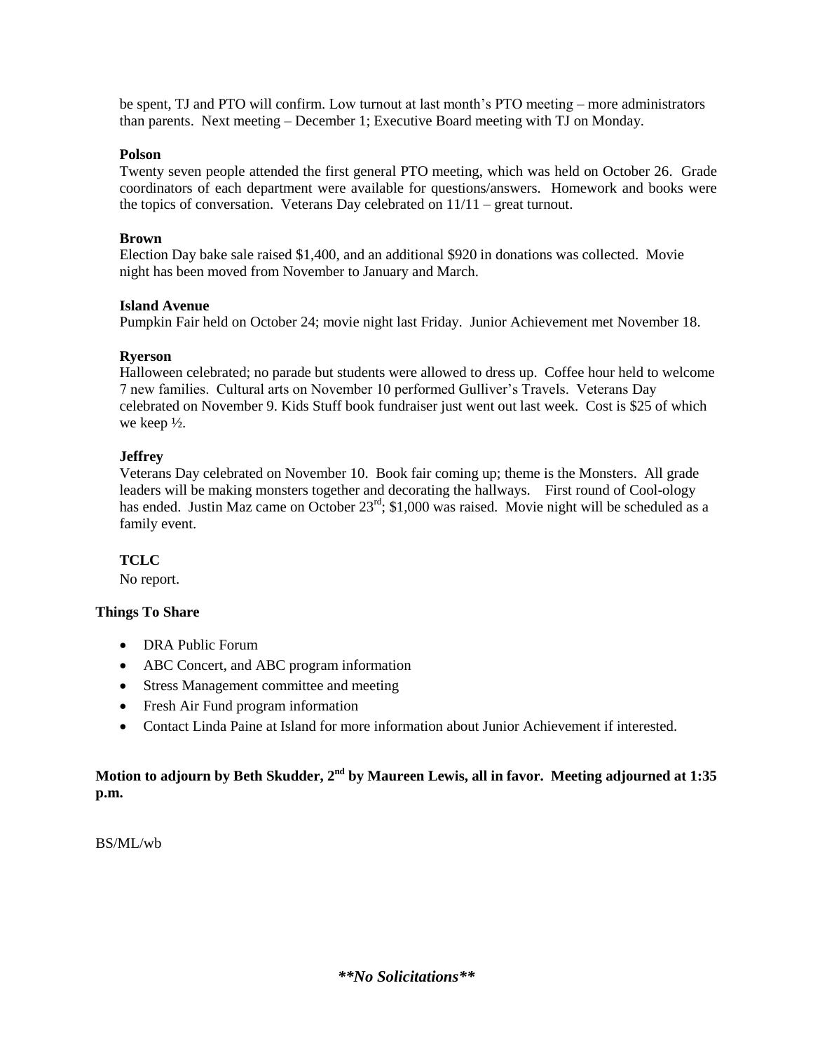be spent, TJ and PTO will confirm. Low turnout at last month's PTO meeting – more administrators than parents. Next meeting – December 1; Executive Board meeting with TJ on Monday.

**Polson**
Twenty seven people attended the first general PTO meeting, which was held on October 26. Grade coordinators of each department were available for questions/answers. Homework and books were the topics of conversation. Veterans Day celebrated on 11/11 – great turnout.

**Brown**
Election Day bake sale raised $1,400, and an additional $920 in donations was collected. Movie night has been moved from November to January and March.

**Island Avenue**
Pumpkin Fair held on October 24; movie night last Friday. Junior Achievement met November 18.

**Ryerson**
Halloween celebrated; no parade but students were allowed to dress up. Coffee hour held to welcome 7 new families. Cultural arts on November 10 performed Gulliver's Travels. Veterans Day celebrated on November 9. Kids Stuff book fundraiser just went out last week. Cost is $25 of which we keep ½.

**Jeffrey**
Veterans Day celebrated on November 10. Book fair coming up; theme is the Monsters. All grade leaders will be making monsters together and decorating the hallways. First round of Cool-ology has ended. Justin Maz came on October 23rd; $1,000 was raised. Movie night will be scheduled as a family event.

**TCLC**
No report.

**Things To Share**

- DRA Public Forum
- ABC Concert, and ABC program information
- Stress Management committee and meeting
- Fresh Air Fund program information
- Contact Linda Paine at Island for more information about Junior Achievement if interested.

**Motion to adjourn by Beth Skudder, 2nd by Maureen Lewis, all in favor. Meeting adjourned at 1:35 p.m.**

BS/ML/wb

***\*\*No Solicitations\*\****